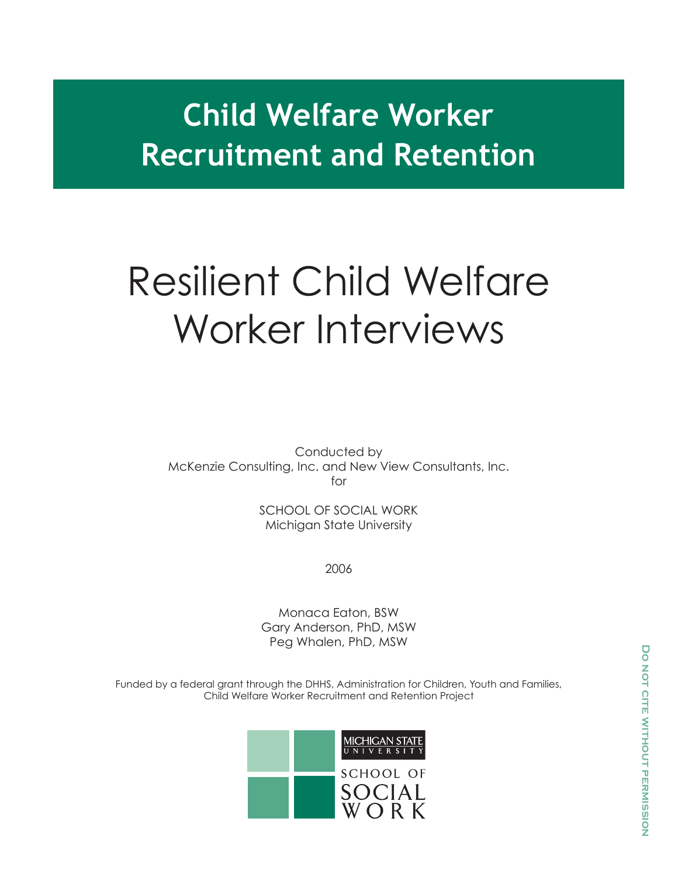# Child Welfare Worker Recruitment and Retention

# Resilient Child Welfare Worker Interviews

Conducted by
McKenzie Consulting, Inc. and New View Consultants, Inc.
for

SCHOOL OF SOCIAL WORK
Michigan State University

2006

Monaca Eaton, BSW
Gary Anderson, PhD, MSW
Peg Whalen, PhD, MSW

Funded by a federal grant through the DHHS, Administration for Children, Youth and Families, Child Welfare Worker Recruitment and Retention Project

MICHIGAN STATE UNIVERSITY
SCHOOL OF SOCIAL WORK

DO NOT CITE WITHOUT PERMISSION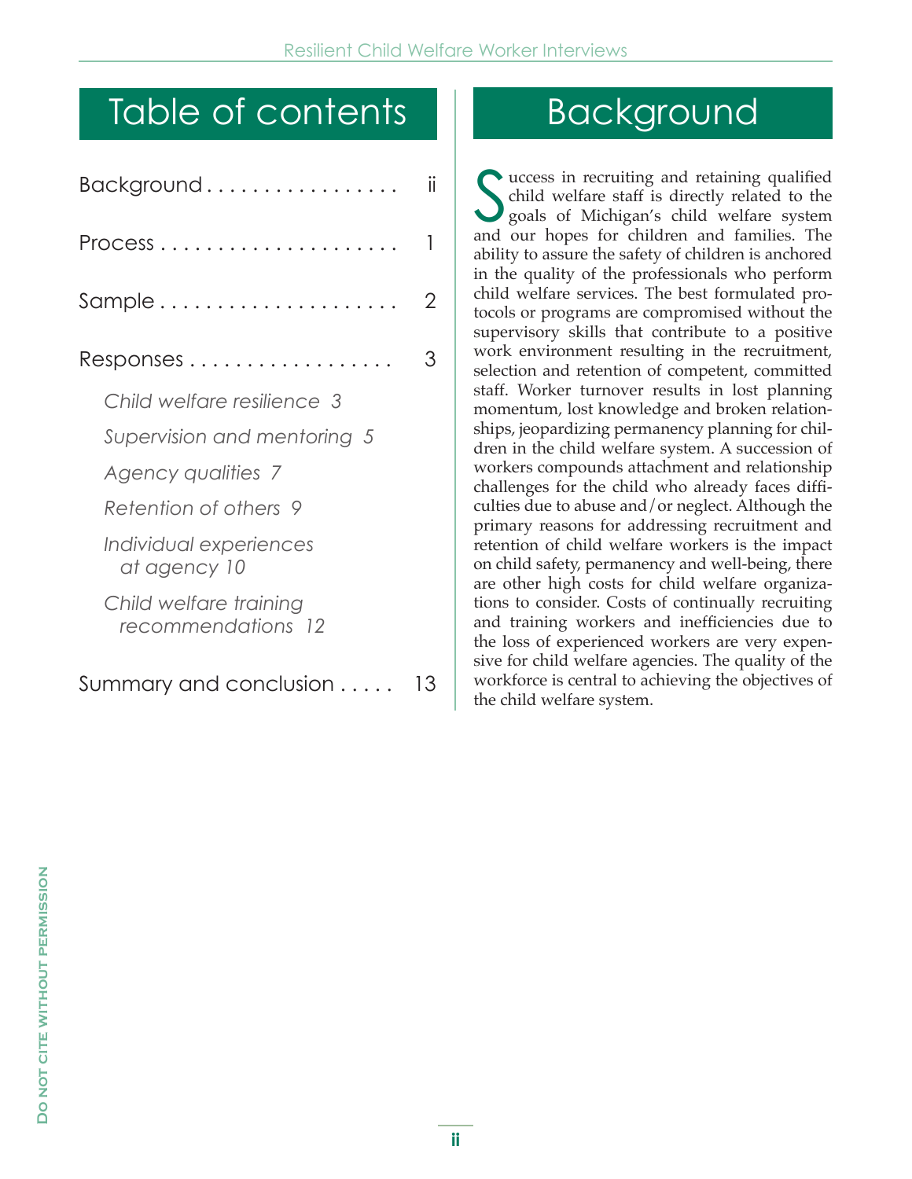# Table of contents

Background ii

Process 1

Sample 2

Responses 3

- *Child welfare resilience* 3
- *Supervision and mentoring* 5
- *Agency qualities* 7
- *Retention of others* 9
- *Individual experiences at agency* 10
- *Child welfare training recommendations* 12

Summary and conclusion 13

# Background

Success in recruiting and retaining qualified child welfare staff is directly related to the goals of Michigan's child welfare system and our hopes for children and families. The ability to assure the safety of children is anchored in the quality of the professionals who perform child welfare services. The best formulated protocols or programs are compromised without the supervisory skills that contribute to a positive work environment resulting in the recruitment, selection and retention of competent, committed staff. Worker turnover results in lost planning momentum, lost knowledge and broken relationships, jeopardizing permanency planning for children in the child welfare system. A succession of workers compounds attachment and relationship challenges for the child who already faces difficulties due to abuse and/or neglect. Although the primary reasons for addressing recruitment and retention of child welfare workers is the impact on child safety, permanency and well-being, there are other high costs for child welfare organizations to consider. Costs of continually recruiting and training workers and inefficiencies due to the loss of experienced workers are very expensive for child welfare agencies. The quality of the workforce is central to achieving the objectives of the child welfare system.

Do not cite without permission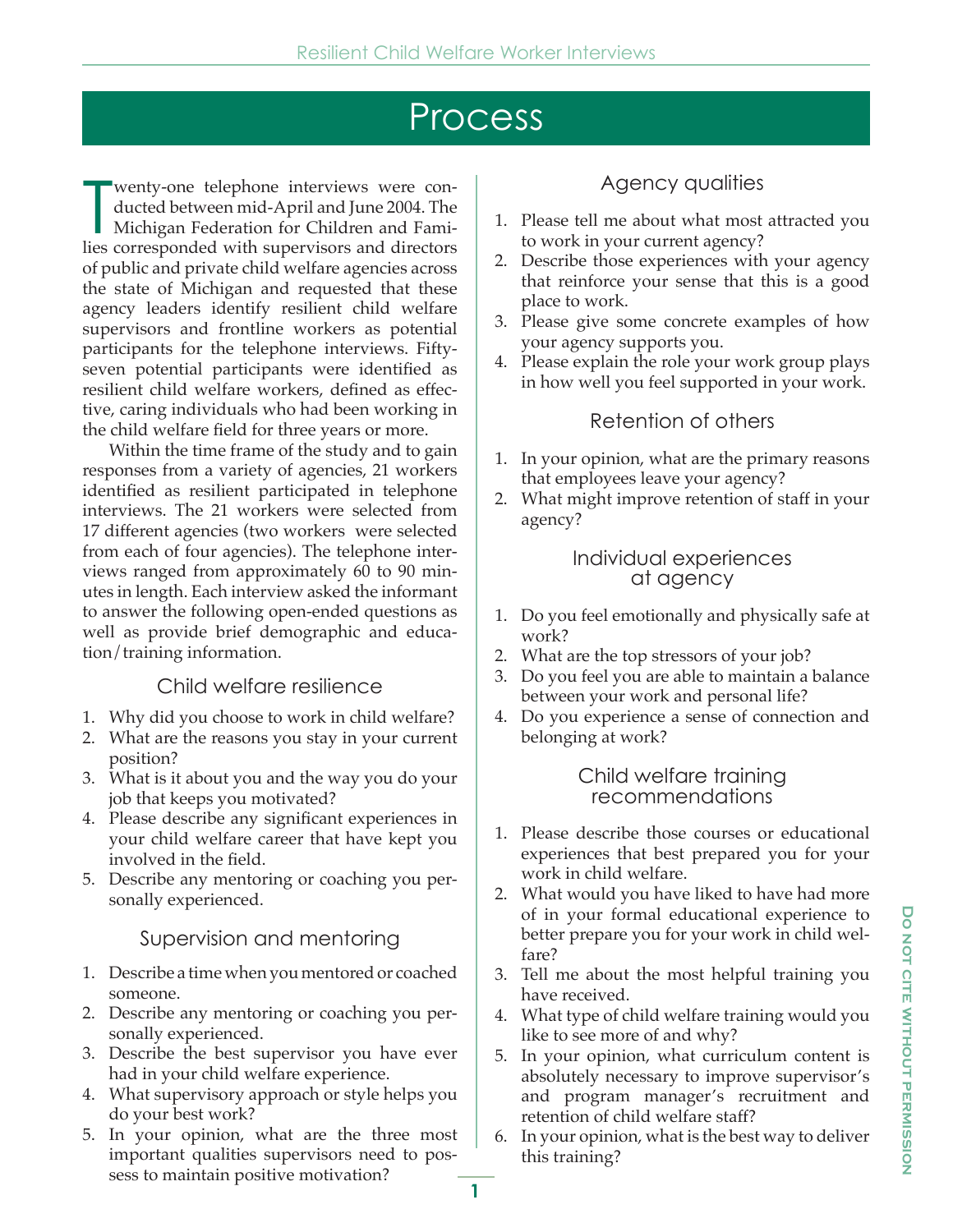# Process

Twenty-one telephone interviews were conducted between mid-April and June 2004. The Michigan Federation for Children and Families corresponded with supervisors and directors of public and private child welfare agencies across the state of Michigan and requested that these agency leaders identify resilient child welfare supervisors and frontline workers as potential participants for the telephone interviews. Fifty-seven potential participants were identified as resilient child welfare workers, defined as effective, caring individuals who had been working in the child welfare field for three years or more.

Within the time frame of the study and to gain responses from a variety of agencies, 21 workers identified as resilient participated in telephone interviews. The 21 workers were selected from 17 different agencies (two workers were selected from each of four agencies). The telephone interviews ranged from approximately 60 to 90 minutes in length. Each interview asked the informant to answer the following open-ended questions as well as provide brief demographic and education/training information.

## Child welfare resilience

1. Why did you choose to work in child welfare?
2. What are the reasons you stay in your current position?
3. What is it about you and the way you do your job that keeps you motivated?
4. Please describe any significant experiences in your child welfare career that have kept you involved in the field.
5. Describe any mentoring or coaching you personally experienced.

## Supervision and mentoring

1. Describe a time when you mentored or coached someone.
2. Describe any mentoring or coaching you personally experienced.
3. Describe the best supervisor you have ever had in your child welfare experience.
4. What supervisory approach or style helps you do your best work?
5. In your opinion, what are the three most important qualities supervisors need to possess to maintain positive motivation?

## Agency qualities

1. Please tell me about what most attracted you to work in your current agency?
2. Describe those experiences with your agency that reinforce your sense that this is a good place to work.
3. Please give some concrete examples of how your agency supports you.
4. Please explain the role your work group plays in how well you feel supported in your work.

## Retention of others

1. In your opinion, what are the primary reasons that employees leave your agency?
2. What might improve retention of staff in your agency?

## Individual experiences at agency

1. Do you feel emotionally and physically safe at work?
2. What are the top stressors of your job?
3. Do you feel you are able to maintain a balance between your work and personal life?
4. Do you experience a sense of connection and belonging at work?

## Child welfare training recommendations

1. Please describe those courses or educational experiences that best prepared you for your work in child welfare.
2. What would you have liked to have had more of in your formal educational experience to better prepare you for your work in child welfare?
3. Tell me about the most helpful training you have received.
4. What type of child welfare training would you like to see more of and why?
5. In your opinion, what curriculum content is absolutely necessary to improve supervisor's and program manager's recruitment and retention of child welfare staff?
6. In your opinion, what is the best way to deliver this training?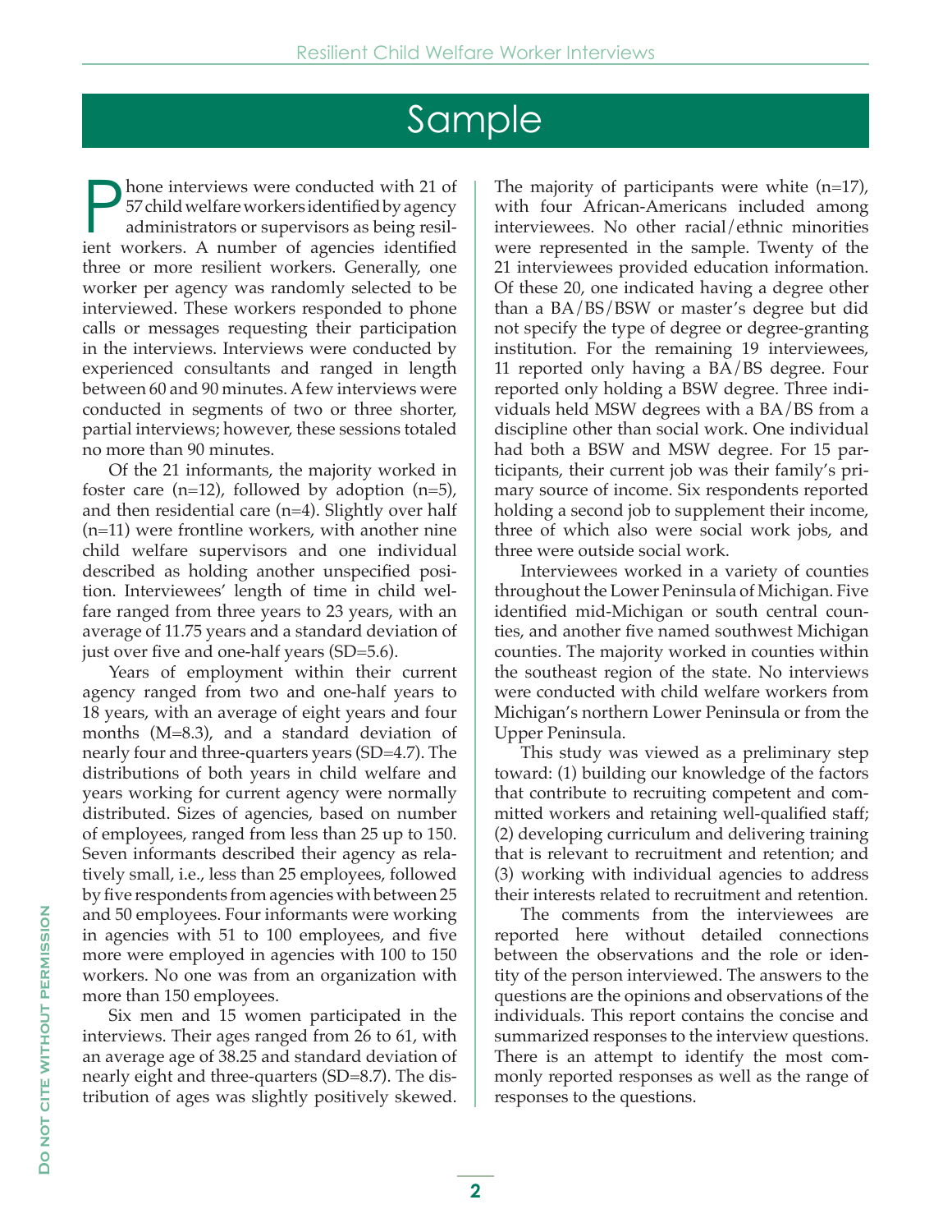# Sample

Phone interviews were conducted with 21 of 57 child welfare workers identified by agency administrators or supervisors as being resilient workers. A number of agencies identified three or more resilient workers. Generally, one worker per agency was randomly selected to be interviewed. These workers responded to phone calls or messages requesting their participation in the interviews. Interviews were conducted by experienced consultants and ranged in length between 60 and 90 minutes. A few interviews were conducted in segments of two or three shorter, partial interviews; however, these sessions totaled no more than 90 minutes.

Of the 21 informants, the majority worked in foster care (n=12), followed by adoption (n=5), and then residential care (n=4). Slightly over half (n=11) were frontline workers, with another nine child welfare supervisors and one individual described as holding another unspecified position. Interviewees' length of time in child welfare ranged from three years to 23 years, with an average of 11.75 years and a standard deviation of just over five and one-half years (SD=5.6).

Years of employment within their current agency ranged from two and one-half years to 18 years, with an average of eight years and four months (M=8.3), and a standard deviation of nearly four and three-quarters years (SD=4.7). The distributions of both years in child welfare and years working for current agency were normally distributed. Sizes of agencies, based on number of employees, ranged from less than 25 up to 150. Seven informants described their agency as relatively small, i.e., less than 25 employees, followed by five respondents from agencies with between 25 and 50 employees. Four informants were working in agencies with 51 to 100 employees, and five more were employed in agencies with 100 to 150 workers. No one was from an organization with more than 150 employees.

Six men and 15 women participated in the interviews. Their ages ranged from 26 to 61, with an average age of 38.25 and standard deviation of nearly eight and three-quarters (SD=8.7). The distribution of ages was slightly positively skewed. The majority of participants were white (n=17), with four African-Americans included among interviewees. No other racial/ethnic minorities were represented in the sample. Twenty of the 21 interviewees provided education information. Of these 20, one indicated having a degree other than a BA/BS/BSW or master's degree but did not specify the type of degree or degree-granting institution. For the remaining 19 interviewees, 11 reported only having a BA/BS degree. Four reported only holding a BSW degree. Three individuals held MSW degrees with a BA/BS from a discipline other than social work. One individual had both a BSW and MSW degree. For 15 participants, their current job was their family's primary source of income. Six respondents reported holding a second job to supplement their income, three of which also were social work jobs, and three were outside social work.

Interviewees worked in a variety of counties throughout the Lower Peninsula of Michigan. Five identified mid-Michigan or south central counties, and another five named southwest Michigan counties. The majority worked in counties within the southeast region of the state. No interviews were conducted with child welfare workers from Michigan's northern Lower Peninsula or from the Upper Peninsula.

This study was viewed as a preliminary step toward: (1) building our knowledge of the factors that contribute to recruiting competent and committed workers and retaining well-qualified staff; (2) developing curriculum and delivering training that is relevant to recruitment and retention; and (3) working with individual agencies to address their interests related to recruitment and retention.

The comments from the interviewees are reported here without detailed connections between the observations and the role or identity of the person interviewed. The answers to the questions are the opinions and observations of the individuals. This report contains the concise and summarized responses to the interview questions. There is an attempt to identify the most commonly reported responses as well as the range of responses to the questions.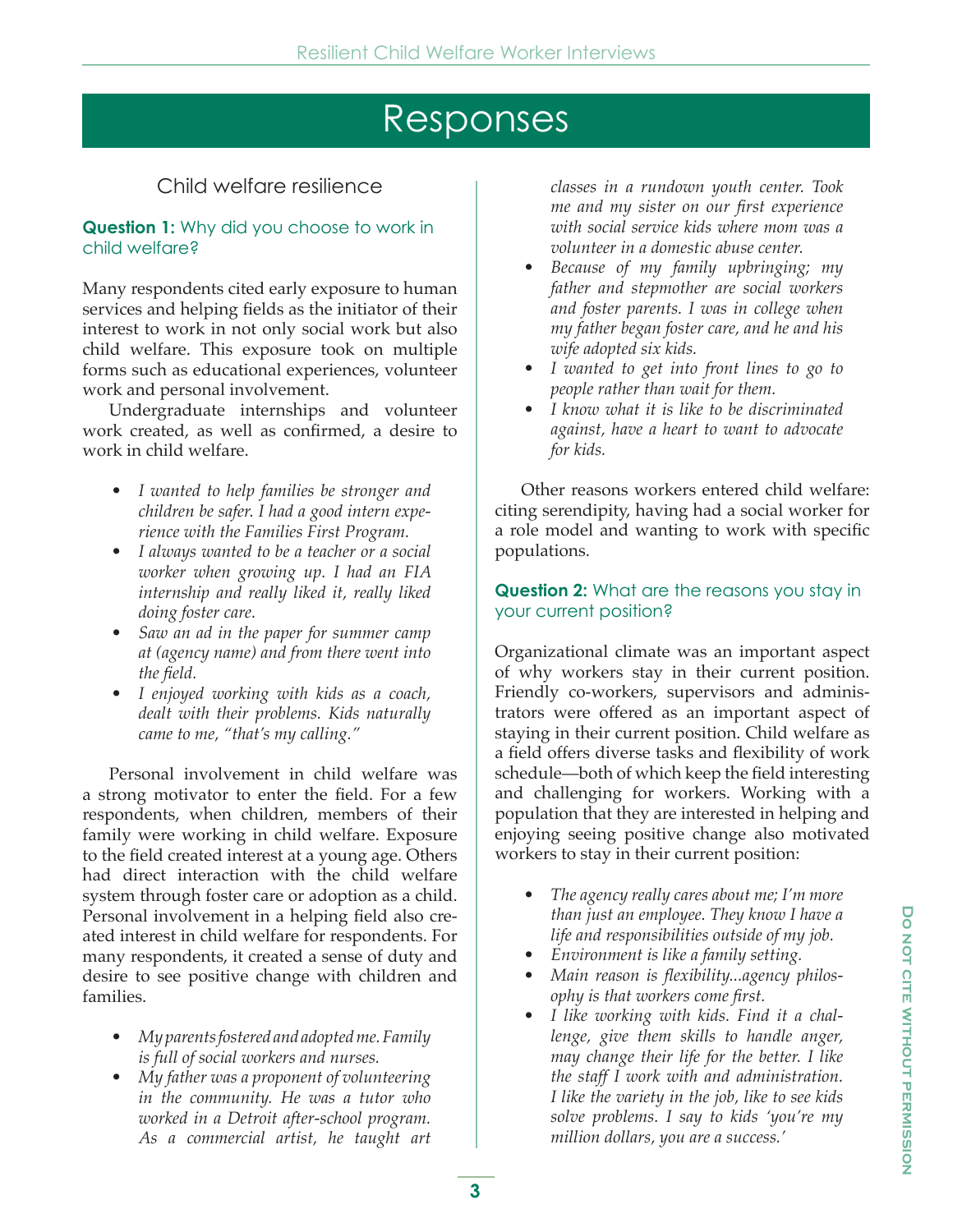# Responses

## Child welfare resilience

**Question 1:** Why did you choose to work in child welfare?

Many respondents cited early exposure to human services and helping fields as the initiator of their interest to work in not only social work but also child welfare. This exposure took on multiple forms such as educational experiences, volunteer work and personal involvement.

Undergraduate internships and volunteer work created, as well as confirmed, a desire to work in child welfare.

- *I wanted to help families be stronger and children be safer. I had a good intern experience with the Families First Program.*
- *I always wanted to be a teacher or a social worker when growing up. I had an FIA internship and really liked it, really liked doing foster care.*
- *Saw an ad in the paper for summer camp at (agency name) and from there went into the field.*
- *I enjoyed working with kids as a coach, dealt with their problems. Kids naturally came to me, "that's my calling."*

Personal involvement in child welfare was a strong motivator to enter the field. For a few respondents, when children, members of their family were working in child welfare. Exposure to the field created interest at a young age. Others had direct interaction with the child welfare system through foster care or adoption as a child. Personal involvement in a helping field also created interest in child welfare for respondents. For many respondents, it created a sense of duty and desire to see positive change with children and families.

- *My parents fostered and adopted me. Family is full of social workers and nurses.*
- *My father was a proponent of volunteering in the community. He was a tutor who worked in a Detroit after-school program. As a commercial artist, he taught art classes in a rundown youth center. Took me and my sister on our first experience with social service kids where mom was a volunteer in a domestic abuse center.*
- *Because of my family upbringing; my father and stepmother are social workers and foster parents. I was in college when my father began foster care, and he and his wife adopted six kids.*
- *I wanted to get into front lines to go to people rather than wait for them.*
- *I know what it is like to be discriminated against, have a heart to want to advocate for kids.*

Other reasons workers entered child welfare: citing serendipity, having had a social worker for a role model and wanting to work with specific populations.

**Question 2:** What are the reasons you stay in your current position?

Organizational climate was an important aspect of why workers stay in their current position. Friendly co-workers, supervisors and administrators were offered as an important aspect of staying in their current position. Child welfare as a field offers diverse tasks and flexibility of work schedule—both of which keep the field interesting and challenging for workers. Working with a population that they are interested in helping and enjoying seeing positive change also motivated workers to stay in their current position:

- *The agency really cares about me; I'm more than just an employee. They know I have a life and responsibilities outside of my job.*
- *Environment is like a family setting.*
- *Main reason is flexibility...agency philosophy is that workers come first.*
- *I like working with kids. Find it a challenge, give them skills to handle anger, may change their life for the better. I like the staff I work with and administration. I like the variety in the job, like to see kids solve problems. I say to kids 'you're my million dollars, you are a success.'*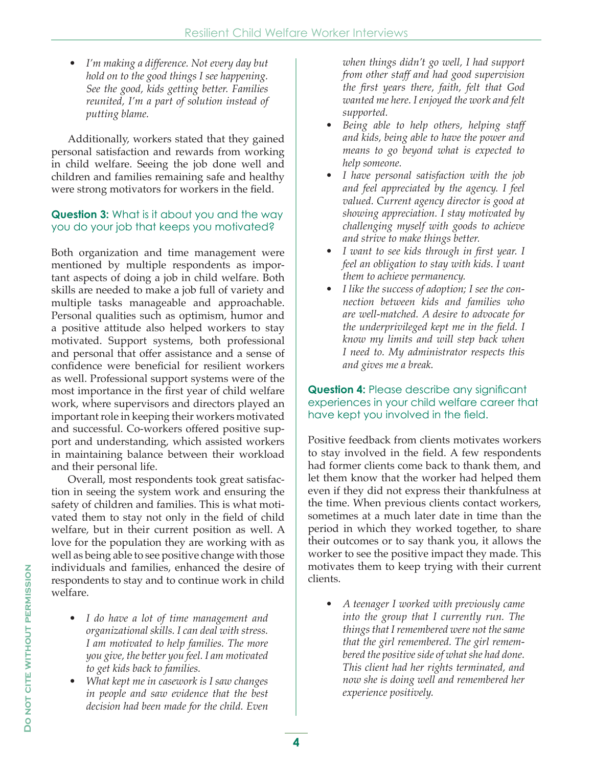- *I'm making a difference. Not every day but hold on to the good things I see happening. See the good, kids getting better. Families reunited, I'm a part of solution instead of putting blame.*

Additionally, workers stated that they gained personal satisfaction and rewards from working in child welfare. Seeing the job done well and children and families remaining safe and healthy were strong motivators for workers in the field.

**Question 3:** What is it about you and the way you do your job that keeps you motivated?

Both organization and time management were mentioned by multiple respondents as important aspects of doing a job in child welfare. Both skills are needed to make a job full of variety and multiple tasks manageable and approachable. Personal qualities such as optimism, humor and a positive attitude also helped workers to stay motivated. Support systems, both professional and personal that offer assistance and a sense of confidence were beneficial for resilient workers as well. Professional support systems were of the most importance in the first year of child welfare work, where supervisors and directors played an important role in keeping their workers motivated and successful. Co-workers offered positive support and understanding, which assisted workers in maintaining balance between their workload and their personal life.

Overall, most respondents took great satisfaction in seeing the system work and ensuring the safety of children and families. This is what motivated them to stay not only in the field of child welfare, but in their current position as well. A love for the population they are working with as well as being able to see positive change with those individuals and families, enhanced the desire of respondents to stay and to continue work in child welfare.

- *I do have a lot of time management and organizational skills. I can deal with stress. I am motivated to help families. The more you give, the better you feel. I am motivated to get kids back to families.*
- *What kept me in casework is I saw changes in people and saw evidence that the best decision had been made for the child. Even when things didn't go well, I had support from other staff and had good supervision the first years there, faith, felt that God wanted me here. I enjoyed the work and felt supported.*
- *Being able to help others, helping staff and kids, being able to have the power and means to go beyond what is expected to help someone.*
- *I have personal satisfaction with the job and feel appreciated by the agency. I feel valued. Current agency director is good at showing appreciation. I stay motivated by challenging myself with goods to achieve and strive to make things better.*
- *I want to see kids through in first year. I feel an obligation to stay with kids. I want them to achieve permanency.*
- *I like the success of adoption; I see the connection between kids and families who are well-matched. A desire to advocate for the underprivileged kept me in the field. I know my limits and will step back when I need to. My administrator respects this and gives me a break.*

**Question 4:** Please describe any significant experiences in your child welfare career that have kept you involved in the field.

Positive feedback from clients motivates workers to stay involved in the field. A few respondents had former clients come back to thank them, and let them know that the worker had helped them even if they did not express their thankfulness at the time. When previous clients contact workers, sometimes at a much later date in time than the period in which they worked together, to share their outcomes or to say thank you, it allows the worker to see the positive impact they made. This motivates them to keep trying with their current clients.

- *A teenager I worked with previously came into the group that I currently run. The things that I remembered were not the same that the girl remembered. The girl remembered the positive side of what she had done. This client had her rights terminated, and now she is doing well and remembered her experience positively.*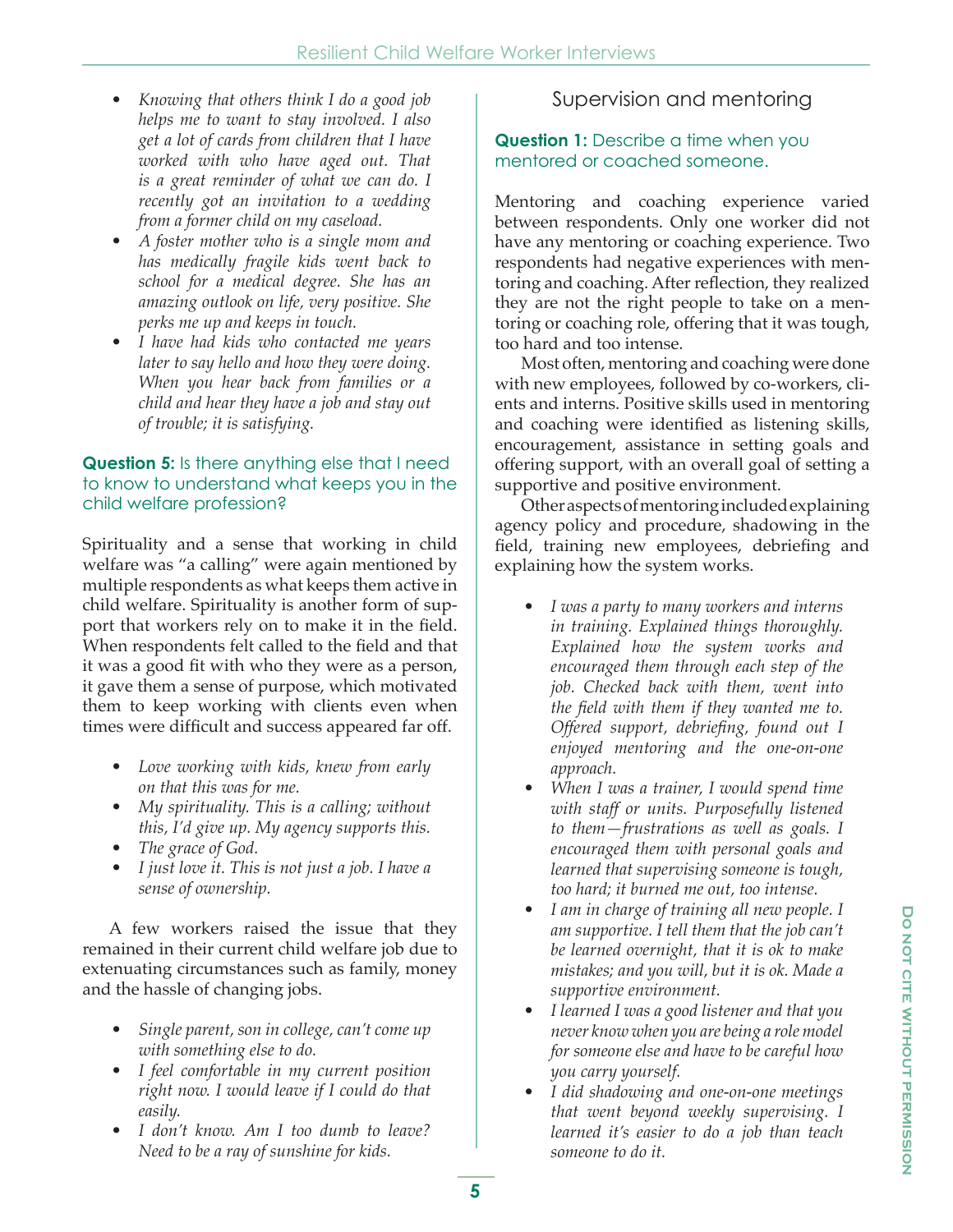- *Knowing that others think I do a good job helps me to want to stay involved. I also get a lot of cards from children that I have worked with who have aged out. That is a great reminder of what we can do. I recently got an invitation to a wedding from a former child on my caseload.*
- *A foster mother who is a single mom and has medically fragile kids went back to school for a medical degree. She has an amazing outlook on life, very positive. She perks me up and keeps in touch.*
- *I have had kids who contacted me years later to say hello and how they were doing. When you hear back from families or a child and hear they have a job and stay out of trouble; it is satisfying.*

**Question 5:** Is there anything else that I need to know to understand what keeps you in the child welfare profession?

Spirituality and a sense that working in child welfare was "a calling" were again mentioned by multiple respondents as what keeps them active in child welfare. Spirituality is another form of support that workers rely on to make it in the field. When respondents felt called to the field and that it was a good fit with who they were as a person, it gave them a sense of purpose, which motivated them to keep working with clients even when times were difficult and success appeared far off.

- *Love working with kids, knew from early on that this was for me.*
- *My spirituality. This is a calling; without this, I'd give up. My agency supports this.*
- *The grace of God.*
- *I just love it. This is not just a job. I have a sense of ownership.*

A few workers raised the issue that they remained in their current child welfare job due to extenuating circumstances such as family, money and the hassle of changing jobs.

- *Single parent, son in college, can't come up with something else to do.*
- *I feel comfortable in my current position right now. I would leave if I could do that easily.*
- *I don't know. Am I too dumb to leave? Need to be a ray of sunshine for kids.*

## Supervision and mentoring

**Question 1:** Describe a time when you mentored or coached someone.

Mentoring and coaching experience varied between respondents. Only one worker did not have any mentoring or coaching experience. Two respondents had negative experiences with mentoring and coaching. After reflection, they realized they are not the right people to take on a mentoring or coaching role, offering that it was tough, too hard and too intense.

Most often, mentoring and coaching were done with new employees, followed by co-workers, clients and interns. Positive skills used in mentoring and coaching were identified as listening skills, encouragement, assistance in setting goals and offering support, with an overall goal of setting a supportive and positive environment.

Other aspects of mentoring included explaining agency policy and procedure, shadowing in the field, training new employees, debriefing and explaining how the system works.

- *I was a party to many workers and interns in training. Explained things thoroughly. Explained how the system works and encouraged them through each step of the job. Checked back with them, went into the field with them if they wanted me to. Offered support, debriefing, found out I enjoyed mentoring and the one-on-one approach.*
- *When I was a trainer, I would spend time with staff or units. Purposefully listened to them—frustrations as well as goals. I encouraged them with personal goals and learned that supervising someone is tough, too hard; it burned me out, too intense.*
- *I am in charge of training all new people. I am supportive. I tell them that the job can't be learned overnight, that it is ok to make mistakes; and you will, but it is ok. Made a supportive environment.*
- *I learned I was a good listener and that you never know when you are being a role model for someone else and have to be careful how you carry yourself.*
- *I did shadowing and one-on-one meetings that went beyond weekly supervising. I learned it's easier to do a job than teach someone to do it.*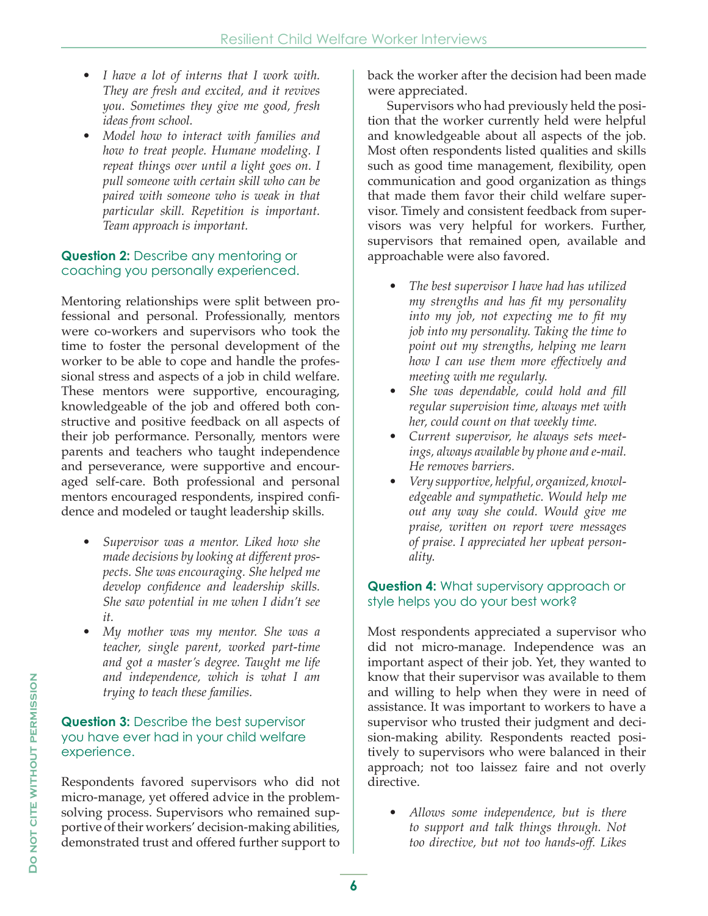- *I have a lot of interns that I work with. They are fresh and excited, and it revives you. Sometimes they give me good, fresh ideas from school.*
- *Model how to interact with families and how to treat people. Humane modeling. I repeat things over until a light goes on. I pull someone with certain skill who can be paired with someone who is weak in that particular skill. Repetition is important. Team approach is important.*

### **Question 2:** Describe any mentoring or coaching you personally experienced.

Mentoring relationships were split between professional and personal. Professionally, mentors were co-workers and supervisors who took the time to foster the personal development of the worker to be able to cope and handle the professional stress and aspects of a job in child welfare. These mentors were supportive, encouraging, knowledgeable of the job and offered both constructive and positive feedback on all aspects of their job performance. Personally, mentors were parents and teachers who taught independence and perseverance, were supportive and encouraged self-care. Both professional and personal mentors encouraged respondents, inspired confidence and modeled or taught leadership skills.

- *Supervisor was a mentor. Liked how she made decisions by looking at different prospects. She was encouraging. She helped me develop confidence and leadership skills. She saw potential in me when I didn't see it.*
- *My mother was my mentor. She was a teacher, single parent, worked part-time and got a master's degree. Taught me life and independence, which is what I am trying to teach these families.*

### **Question 3:** Describe the best supervisor you have ever had in your child welfare experience.

Respondents favored supervisors who did not micro-manage, yet offered advice in the problem-solving process. Supervisors who remained supportive of their workers' decision-making abilities, demonstrated trust and offered further support to back the worker after the decision had been made were appreciated.

Supervisors who had previously held the position that the worker currently held were helpful and knowledgeable about all aspects of the job. Most often respondents listed qualities and skills such as good time management, flexibility, open communication and good organization as things that made them favor their child welfare supervisor. Timely and consistent feedback from supervisors was very helpful for workers. Further, supervisors that remained open, available and approachable were also favored.

- *The best supervisor I have had has utilized my strengths and has fit my personality into my job, not expecting me to fit my job into my personality. Taking the time to point out my strengths, helping me learn how I can use them more effectively and meeting with me regularly.*
- *She was dependable, could hold and fill regular supervision time, always met with her, could count on that weekly time.*
- *Current supervisor, he always sets meetings, always available by phone and e-mail. He removes barriers.*
- *Very supportive, helpful, organized, knowledgeable and sympathetic. Would help me out any way she could. Would give me praise, written on report were messages of praise. I appreciated her upbeat personality.*

### **Question 4:** What supervisory approach or style helps you do your best work?

Most respondents appreciated a supervisor who did not micro-manage. Independence was an important aspect of their job. Yet, they wanted to know that their supervisor was available to them and willing to help when they were in need of assistance. It was important to workers to have a supervisor who trusted their judgment and decision-making ability. Respondents reacted positively to supervisors who were balanced in their approach; not too laissez faire and not overly directive.

- *Allows some independence, but is there to support and talk things through. Not too directive, but not too hands-off. Likes*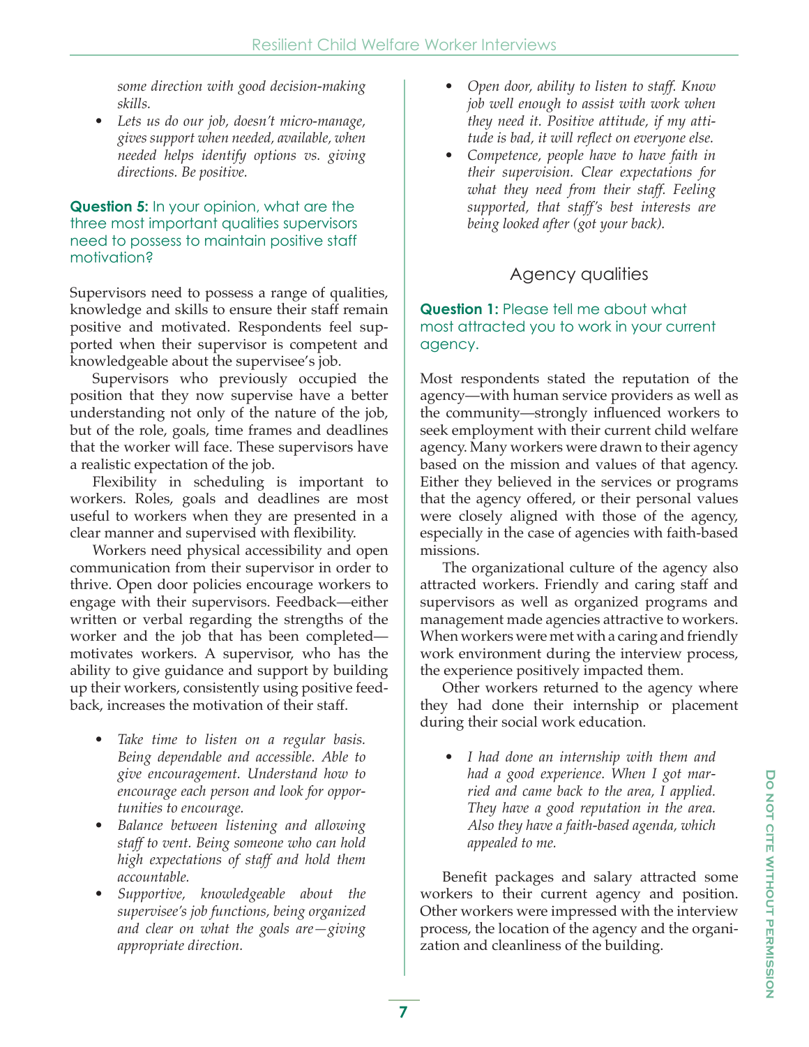- *some direction with good decision-making skills.*
- *Lets us do our job, doesn't micro-manage, gives support when needed, available, when needed helps identify options vs. giving directions. Be positive.*

**Question 5:** In your opinion, what are the three most important qualities supervisors need to possess to maintain positive staff motivation?

Supervisors need to possess a range of qualities, knowledge and skills to ensure their staff remain positive and motivated. Respondents feel supported when their supervisor is competent and knowledgeable about the supervisee's job.

Supervisors who previously occupied the position that they now supervise have a better understanding not only of the nature of the job, but of the role, goals, time frames and deadlines that the worker will face. These supervisors have a realistic expectation of the job.

Flexibility in scheduling is important to workers. Roles, goals and deadlines are most useful to workers when they are presented in a clear manner and supervised with flexibility.

Workers need physical accessibility and open communication from their supervisor in order to thrive. Open door policies encourage workers to engage with their supervisors. Feedback—either written or verbal regarding the strengths of the worker and the job that has been completed—motivates workers. A supervisor, who has the ability to give guidance and support by building up their workers, consistently using positive feedback, increases the motivation of their staff.

- *Take time to listen on a regular basis. Being dependable and accessible. Able to give encouragement. Understand how to encourage each person and look for opportunities to encourage.*
- *Balance between listening and allowing staff to vent. Being someone who can hold high expectations of staff and hold them accountable.*
- *Supportive, knowledgeable about the supervisee's job functions, being organized and clear on what the goals are—giving appropriate direction.*
- *Open door, ability to listen to staff. Know job well enough to assist with work when they need it. Positive attitude, if my attitude is bad, it will reflect on everyone else.*
- *Competence, people have to have faith in their supervision. Clear expectations for what they need from their staff. Feeling supported, that staff's best interests are being looked after (got your back).*

## Agency qualities

**Question 1:** Please tell me about what most attracted you to work in your current agency.

Most respondents stated the reputation of the agency—with human service providers as well as the community—strongly influenced workers to seek employment with their current child welfare agency. Many workers were drawn to their agency based on the mission and values of that agency. Either they believed in the services or programs that the agency offered, or their personal values were closely aligned with those of the agency, especially in the case of agencies with faith-based missions.

The organizational culture of the agency also attracted workers. Friendly and caring staff and supervisors as well as organized programs and management made agencies attractive to workers. When workers were met with a caring and friendly work environment during the interview process, the experience positively impacted them.

Other workers returned to the agency where they had done their internship or placement during their social work education.

- *I had done an internship with them and had a good experience. When I got married and came back to the area, I applied. They have a good reputation in the area. Also they have a faith-based agenda, which appealed to me.*

Benefit packages and salary attracted some workers to their current agency and position. Other workers were impressed with the interview process, the location of the agency and the organization and cleanliness of the building.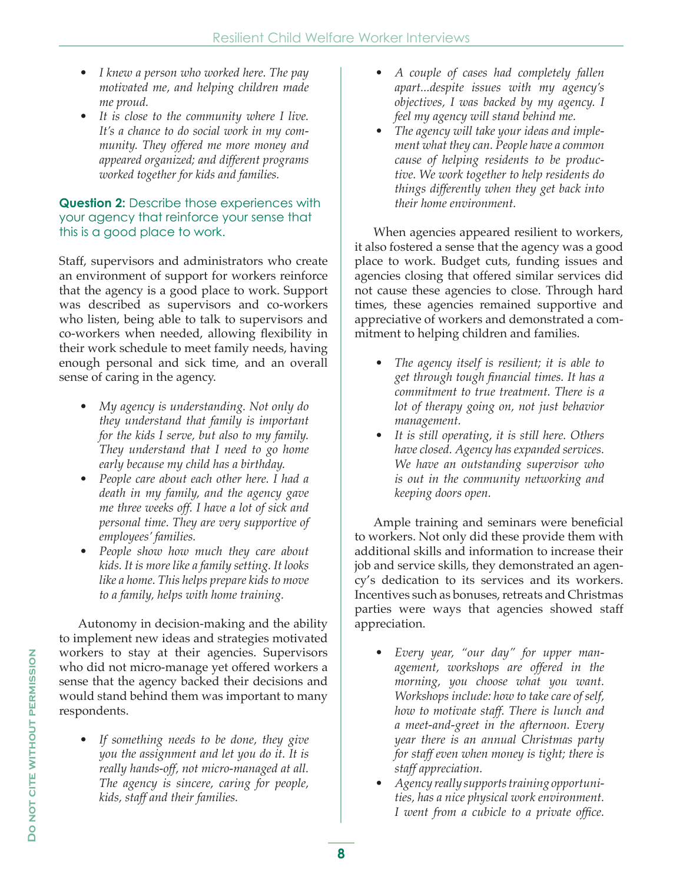- *I knew a person who worked here. The pay motivated me, and helping children made me proud.*
- *It is close to the community where I live. It's a chance to do social work in my community. They offered me more money and appeared organized; and different programs worked together for kids and families.*

**Question 2:** Describe those experiences with your agency that reinforce your sense that this is a good place to work.

Staff, supervisors and administrators who create an environment of support for workers reinforce that the agency is a good place to work. Support was described as supervisors and co-workers who listen, being able to talk to supervisors and co-workers when needed, allowing flexibility in their work schedule to meet family needs, having enough personal and sick time, and an overall sense of caring in the agency.

- *My agency is understanding. Not only do they understand that family is important for the kids I serve, but also to my family. They understand that I need to go home early because my child has a birthday.*
- *People care about each other here. I had a death in my family, and the agency gave me three weeks off. I have a lot of sick and personal time. They are very supportive of employees' families.*
- *People show how much they care about kids. It is more like a family setting. It looks like a home. This helps prepare kids to move to a family, helps with home training.*

Autonomy in decision-making and the ability to implement new ideas and strategies motivated workers to stay at their agencies. Supervisors who did not micro-manage yet offered workers a sense that the agency backed their decisions and would stand behind them was important to many respondents.

- *If something needs to be done, they give you the assignment and let you do it. It is really hands-off, not micro-managed at all. The agency is sincere, caring for people, kids, staff and their families.*
- *A couple of cases had completely fallen apart...despite issues with my agency's objectives, I was backed by my agency. I feel my agency will stand behind me.*
- *The agency will take your ideas and implement what they can. People have a common cause of helping residents to be productive. We work together to help residents do things differently when they get back into their home environment.*

When agencies appeared resilient to workers, it also fostered a sense that the agency was a good place to work. Budget cuts, funding issues and agencies closing that offered similar services did not cause these agencies to close. Through hard times, these agencies remained supportive and appreciative of workers and demonstrated a commitment to helping children and families.

- *The agency itself is resilient; it is able to get through tough financial times. It has a commitment to true treatment. There is a lot of therapy going on, not just behavior management.*
- *It is still operating, it is still here. Others have closed. Agency has expanded services. We have an outstanding supervisor who is out in the community networking and keeping doors open.*

Ample training and seminars were beneficial to workers. Not only did these provide them with additional skills and information to increase their job and service skills, they demonstrated an agency's dedication to its services and its workers. Incentives such as bonuses, retreats and Christmas parties were ways that agencies showed staff appreciation.

- *Every year, "our day" for upper management, workshops are offered in the morning, you choose what you want. Workshops include: how to take care of self, how to motivate staff. There is lunch and a meet-and-greet in the afternoon. Every year there is an annual Christmas party for staff even when money is tight; there is staff appreciation.*
- *Agency really supports training opportunities, has a nice physical work environment. I went from a cubicle to a private office.*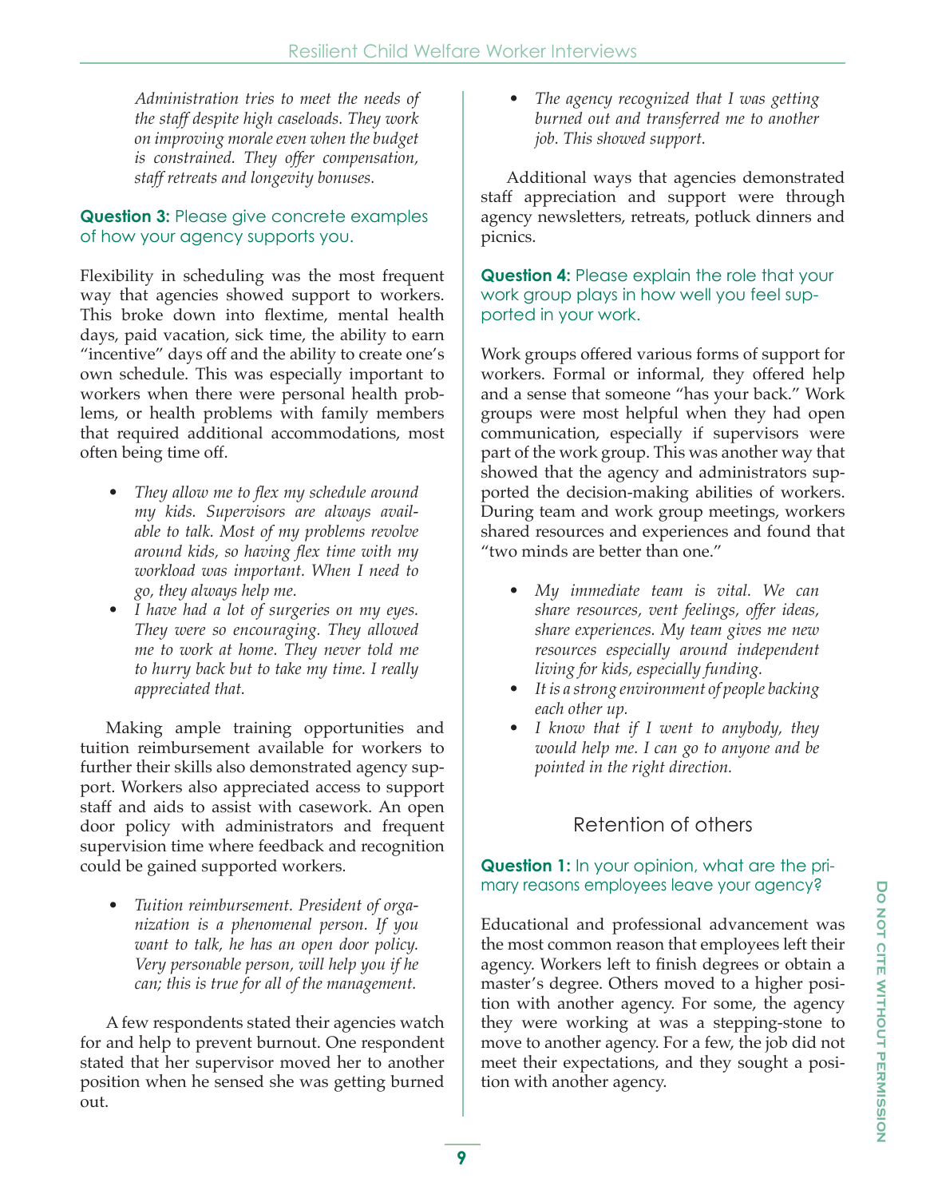*Administration tries to meet the needs of the staff despite high caseloads. They work on improving morale even when the budget is constrained. They offer compensation, staff retreats and longevity bonuses.*

**Question 3:** Please give concrete examples of how your agency supports you.

Flexibility in scheduling was the most frequent way that agencies showed support to workers. This broke down into flextime, mental health days, paid vacation, sick time, the ability to earn "incentive" days off and the ability to create one's own schedule. This was especially important to workers when there were personal health problems, or health problems with family members that required additional accommodations, most often being time off.

- *They allow me to flex my schedule around my kids. Supervisors are always available to talk. Most of my problems revolve around kids, so having flex time with my workload was important. When I need to go, they always help me.*
- *I have had a lot of surgeries on my eyes. They were so encouraging. They allowed me to work at home. They never told me to hurry back but to take my time. I really appreciated that.*

Making ample training opportunities and tuition reimbursement available for workers to further their skills also demonstrated agency support. Workers also appreciated access to support staff and aids to assist with casework. An open door policy with administrators and frequent supervision time where feedback and recognition could be gained supported workers.

- *Tuition reimbursement. President of organization is a phenomenal person. If you want to talk, he has an open door policy. Very personable person, will help you if he can; this is true for all of the management.*

A few respondents stated their agencies watch for and help to prevent burnout. One respondent stated that her supervisor moved her to another position when he sensed she was getting burned out.

- *The agency recognized that I was getting burned out and transferred me to another job. This showed support.*

Additional ways that agencies demonstrated staff appreciation and support were through agency newsletters, retreats, potluck dinners and picnics.

**Question 4:** Please explain the role that your work group plays in how well you feel supported in your work.

Work groups offered various forms of support for workers. Formal or informal, they offered help and a sense that someone "has your back." Work groups were most helpful when they had open communication, especially if supervisors were part of the work group. This was another way that showed that the agency and administrators supported the decision-making abilities of workers. During team and work group meetings, workers shared resources and experiences and found that "two minds are better than one."

- *My immediate team is vital. We can share resources, vent feelings, offer ideas, share experiences. My team gives me new resources especially around independent living for kids, especially funding.*
- *It is a strong environment of people backing each other up.*
- *I know that if I went to anybody, they would help me. I can go to anyone and be pointed in the right direction.*

## Retention of others

**Question 1:** In your opinion, what are the primary reasons employees leave your agency?

Educational and professional advancement was the most common reason that employees left their agency. Workers left to finish degrees or obtain a master's degree. Others moved to a higher position with another agency. For some, the agency they were working at was a stepping-stone to move to another agency. For a few, the job did not meet their expectations, and they sought a position with another agency.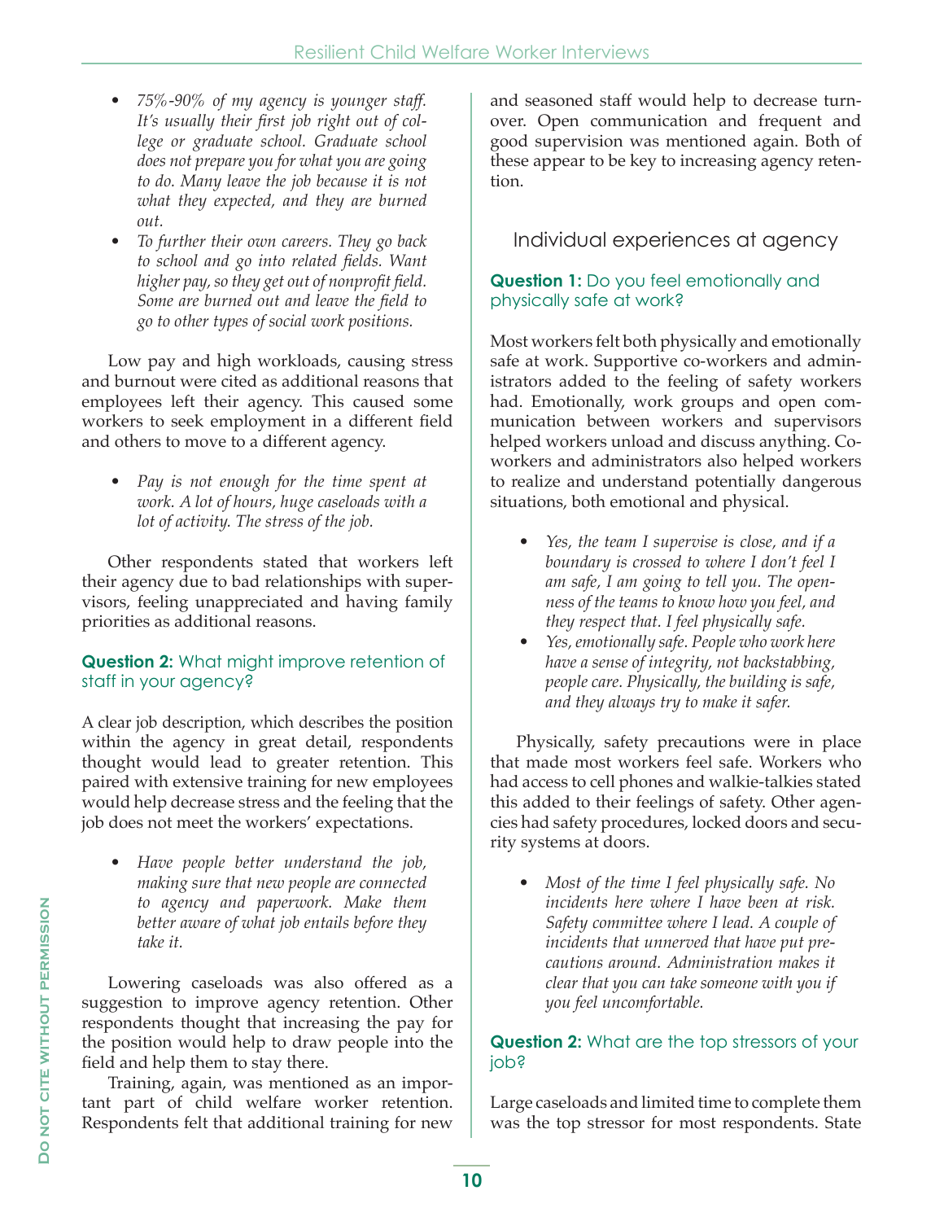- *75%-90% of my agency is younger staff. It's usually their first job right out of college or graduate school. Graduate school does not prepare you for what you are going to do. Many leave the job because it is not what they expected, and they are burned out.*
- *To further their own careers. They go back to school and go into related fields. Want higher pay, so they get out of nonprofit field. Some are burned out and leave the field to go to other types of social work positions.*

Low pay and high workloads, causing stress and burnout were cited as additional reasons that employees left their agency. This caused some workers to seek employment in a different field and others to move to a different agency.

- *Pay is not enough for the time spent at work. A lot of hours, huge caseloads with a lot of activity. The stress of the job.*

Other respondents stated that workers left their agency due to bad relationships with supervisors, feeling unappreciated and having family priorities as additional reasons.

**Question 2:** What might improve retention of staff in your agency?

A clear job description, which describes the position within the agency in great detail, respondents thought would lead to greater retention. This paired with extensive training for new employees would help decrease stress and the feeling that the job does not meet the workers' expectations.

- *Have people better understand the job, making sure that new people are connected to agency and paperwork. Make them better aware of what job entails before they take it.*

Lowering caseloads was also offered as a suggestion to improve agency retention. Other respondents thought that increasing the pay for the position would help to draw people into the field and help them to stay there.

Training, again, was mentioned as an important part of child welfare worker retention. Respondents felt that additional training for new and seasoned staff would help to decrease turnover. Open communication and frequent and good supervision was mentioned again. Both of these appear to be key to increasing agency retention.

## Individual experiences at agency

**Question 1:** Do you feel emotionally and physically safe at work?

Most workers felt both physically and emotionally safe at work. Supportive co-workers and administrators added to the feeling of safety workers had. Emotionally, work groups and open communication between workers and supervisors helped workers unload and discuss anything. Co-workers and administrators also helped workers to realize and understand potentially dangerous situations, both emotional and physical.

- *Yes, the team I supervise is close, and if a boundary is crossed to where I don't feel I am safe, I am going to tell you. The openness of the teams to know how you feel, and they respect that. I feel physically safe.*
- *Yes, emotionally safe. People who work here have a sense of integrity, not backstabbing, people care. Physically, the building is safe, and they always try to make it safer.*

Physically, safety precautions were in place that made most workers feel safe. Workers who had access to cell phones and walkie-talkies stated this added to their feelings of safety. Other agencies had safety procedures, locked doors and security systems at doors.

- *Most of the time I feel physically safe. No incidents here where I have been at risk. Safety committee where I lead. A couple of incidents that unnerved that have put precautions around. Administration makes it clear that you can take someone with you if you feel uncomfortable.*

**Question 2:** What are the top stressors of your job?

Large caseloads and limited time to complete them was the top stressor for most respondents. State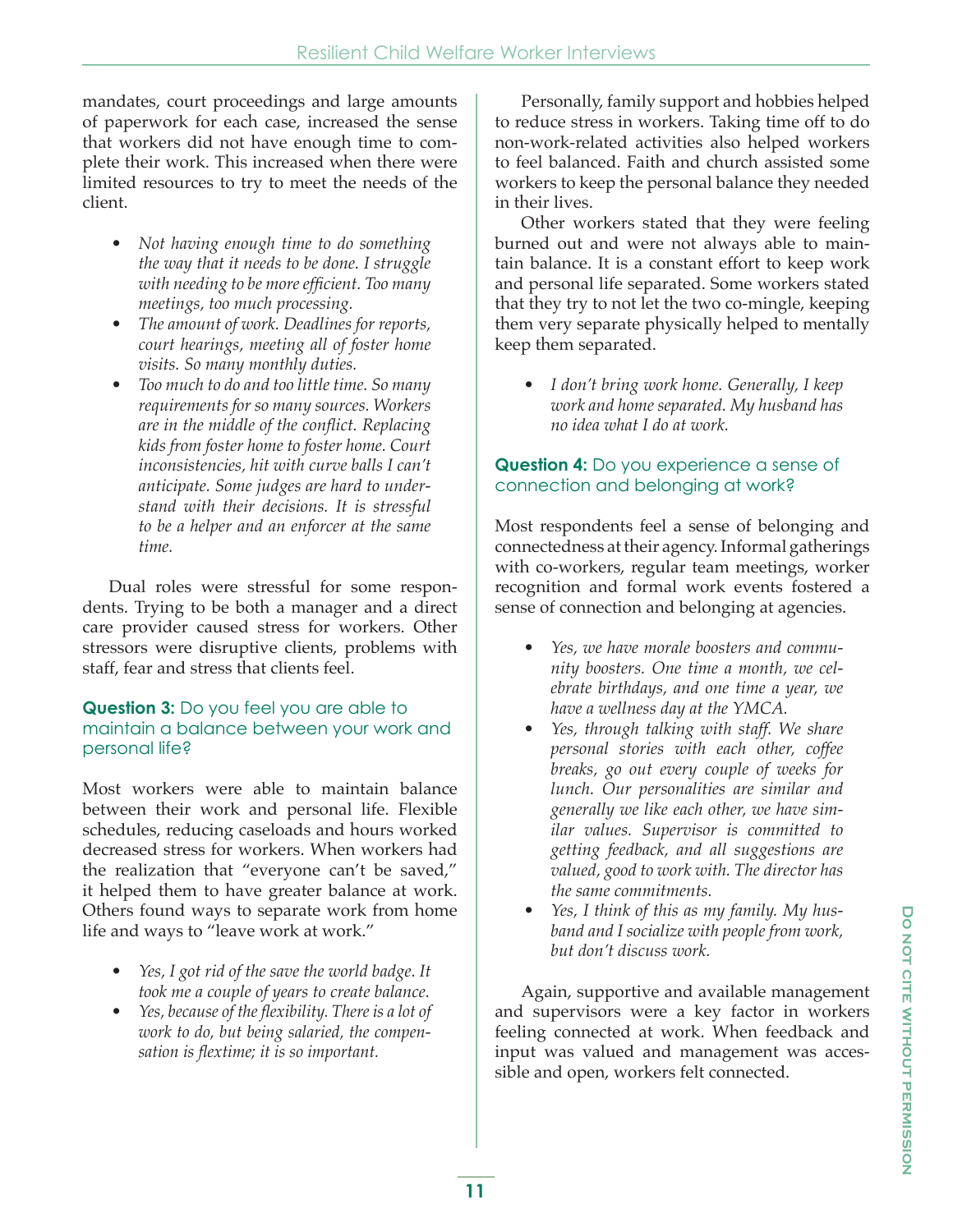mandates, court proceedings and large amounts of paperwork for each case, increased the sense that workers did not have enough time to complete their work. This increased when there were limited resources to try to meet the needs of the client.

- *Not having enough time to do something the way that it needs to be done. I struggle with needing to be more efficient. Too many meetings, too much processing.*
- *The amount of work. Deadlines for reports, court hearings, meeting all of foster home visits. So many monthly duties.*
- *Too much to do and too little time. So many requirements for so many sources. Workers are in the middle of the conflict. Replacing kids from foster home to foster home. Court inconsistencies, hit with curve balls I can't anticipate. Some judges are hard to understand with their decisions. It is stressful to be a helper and an enforcer at the same time.*

Dual roles were stressful for some respondents. Trying to be both a manager and a direct care provider caused stress for workers. Other stressors were disruptive clients, problems with staff, fear and stress that clients feel.

### **Question 3:** Do you feel you are able to maintain a balance between your work and personal life?

Most workers were able to maintain balance between their work and personal life. Flexible schedules, reducing caseloads and hours worked decreased stress for workers. When workers had the realization that "everyone can't be saved," it helped them to have greater balance at work. Others found ways to separate work from home life and ways to "leave work at work."

- *Yes, I got rid of the save the world badge. It took me a couple of years to create balance.*
- *Yes, because of the flexibility. There is a lot of work to do, but being salaried, the compensation is flextime; it is so important.*

Personally, family support and hobbies helped to reduce stress in workers. Taking time off to do non-work-related activities also helped workers to feel balanced. Faith and church assisted some workers to keep the personal balance they needed in their lives.

Other workers stated that they were feeling burned out and were not always able to maintain balance. It is a constant effort to keep work and personal life separated. Some workers stated that they try to not let the two co-mingle, keeping them very separate physically helped to mentally keep them separated.

- *I don't bring work home. Generally, I keep work and home separated. My husband has no idea what I do at work.*

### **Question 4:** Do you experience a sense of connection and belonging at work?

Most respondents feel a sense of belonging and connectedness at their agency. Informal gatherings with co-workers, regular team meetings, worker recognition and formal work events fostered a sense of connection and belonging at agencies.

- *Yes, we have morale boosters and community boosters. One time a month, we celebrate birthdays, and one time a year, we have a wellness day at the YMCA.*
- *Yes, through talking with staff. We share personal stories with each other, coffee breaks, go out every couple of weeks for lunch. Our personalities are similar and generally we like each other, we have similar values. Supervisor is committed to getting feedback, and all suggestions are valued, good to work with. The director has the same commitments.*
- *Yes, I think of this as my family. My husband and I socialize with people from work, but don't discuss work.*

Again, supportive and available management and supervisors were a key factor in workers feeling connected at work. When feedback and input was valued and management was accessible and open, workers felt connected.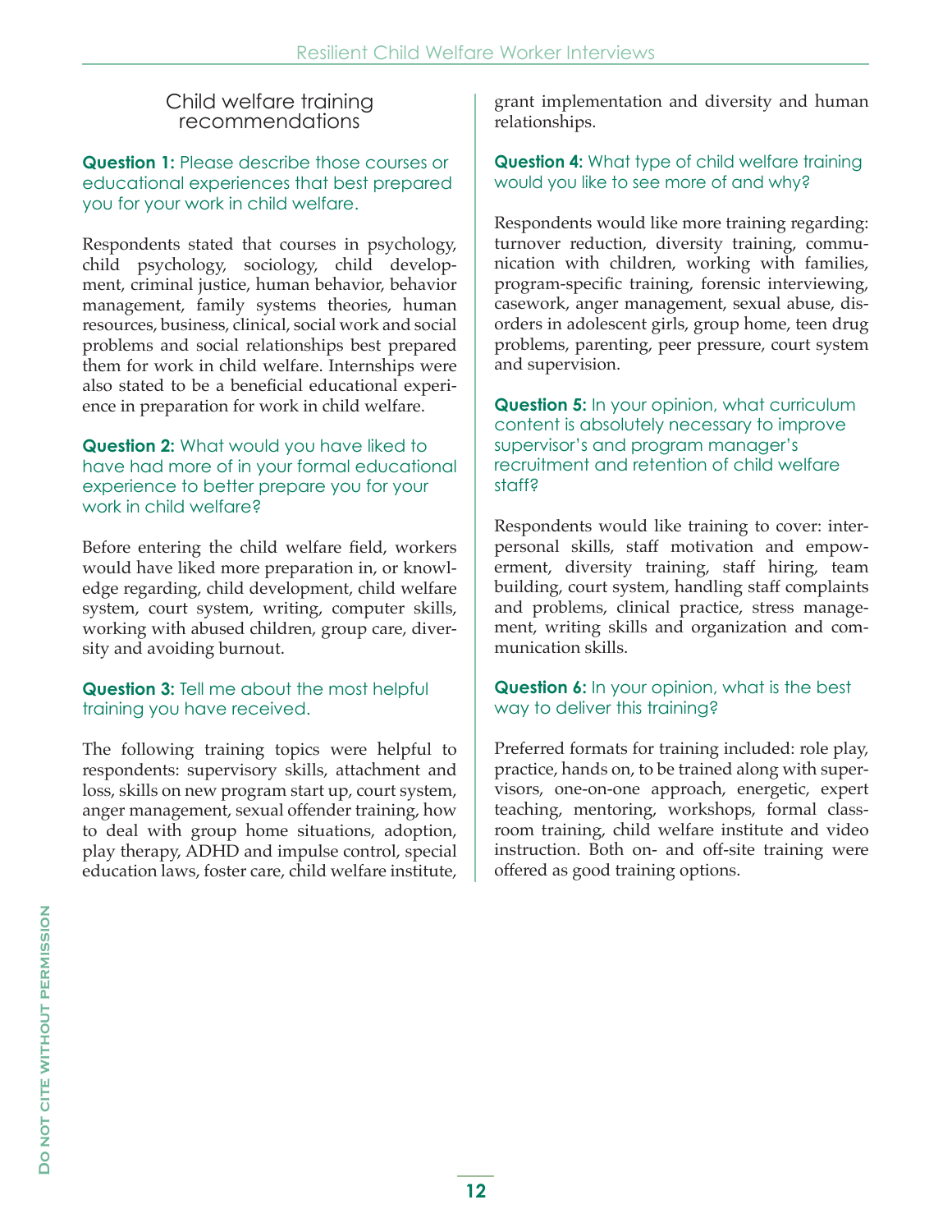## Child welfare training recommendations

**Question 1:** Please describe those courses or educational experiences that best prepared you for your work in child welfare.

Respondents stated that courses in psychology, child psychology, sociology, child development, criminal justice, human behavior, behavior management, family systems theories, human resources, business, clinical, social work and social problems and social relationships best prepared them for work in child welfare. Internships were also stated to be a beneficial educational experience in preparation for work in child welfare.

**Question 2:** What would you have liked to have had more of in your formal educational experience to better prepare you for your work in child welfare?

Before entering the child welfare field, workers would have liked more preparation in, or knowledge regarding, child development, child welfare system, court system, writing, computer skills, working with abused children, group care, diversity and avoiding burnout.

**Question 3:** Tell me about the most helpful training you have received.

The following training topics were helpful to respondents: supervisory skills, attachment and loss, skills on new program start up, court system, anger management, sexual offender training, how to deal with group home situations, adoption, play therapy, ADHD and impulse control, special education laws, foster care, child welfare institute, grant implementation and diversity and human relationships.

**Question 4:** What type of child welfare training would you like to see more of and why?

Respondents would like more training regarding: turnover reduction, diversity training, communication with children, working with families, program-specific training, forensic interviewing, casework, anger management, sexual abuse, disorders in adolescent girls, group home, teen drug problems, parenting, peer pressure, court system and supervision.

**Question 5:** In your opinion, what curriculum content is absolutely necessary to improve supervisor's and program manager's recruitment and retention of child welfare staff?

Respondents would like training to cover: interpersonal skills, staff motivation and empowerment, diversity training, staff hiring, team building, court system, handling staff complaints and problems, clinical practice, stress management, writing skills and organization and communication skills.

**Question 6:** In your opinion, what is the best way to deliver this training?

Preferred formats for training included: role play, practice, hands on, to be trained along with supervisors, one-on-one approach, energetic, expert teaching, mentoring, workshops, formal classroom training, child welfare institute and video instruction. Both on- and off-site training were offered as good training options.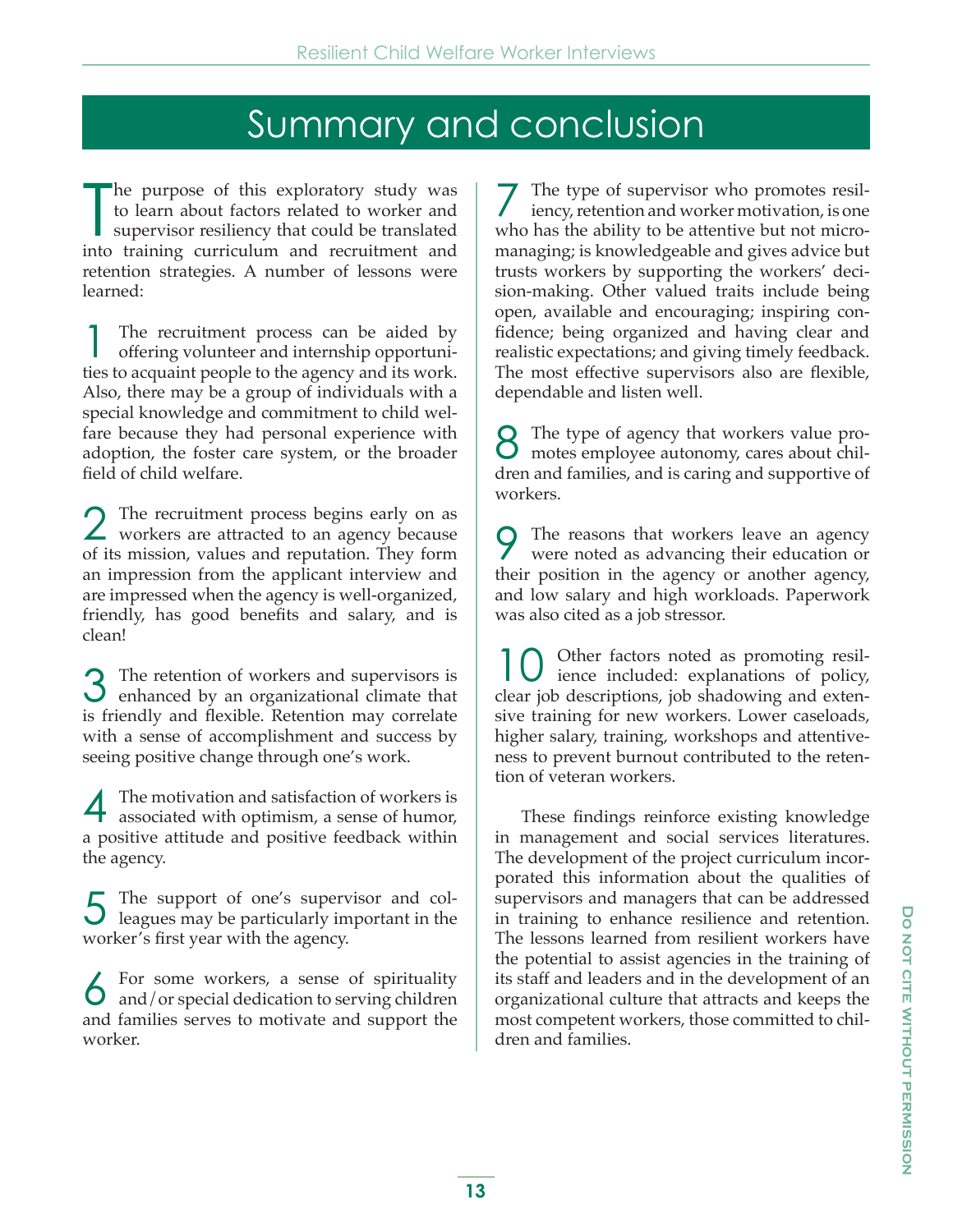# Summary and conclusion

The purpose of this exploratory study was to learn about factors related to worker and supervisor resiliency that could be translated into training curriculum and recruitment and retention strategies. A number of lessons were learned:

1. The recruitment process can be aided by offering volunteer and internship opportunities to acquaint people to the agency and its work. Also, there may be a group of individuals with a special knowledge and commitment to child welfare because they had personal experience with adoption, the foster care system, or the broader field of child welfare.

2. The recruitment process begins early on as workers are attracted to an agency because of its mission, values and reputation. They form an impression from the applicant interview and are impressed when the agency is well-organized, friendly, has good benefits and salary, and is clean!

3. The retention of workers and supervisors is enhanced by an organizational climate that is friendly and flexible. Retention may correlate with a sense of accomplishment and success by seeing positive change through one's work.

4. The motivation and satisfaction of workers is associated with optimism, a sense of humor, a positive attitude and positive feedback within the agency.

5. The support of one's supervisor and colleagues may be particularly important in the worker's first year with the agency.

6. For some workers, a sense of spirituality and/or special dedication to serving children and families serves to motivate and support the worker.

7. The type of supervisor who promotes resiliency, retention and worker motivation, is one who has the ability to be attentive but not micromanaging; is knowledgeable and gives advice but trusts workers by supporting the workers' decision-making. Other valued traits include being open, available and encouraging; inspiring confidence; being organized and having clear and realistic expectations; and giving timely feedback. The most effective supervisors also are flexible, dependable and listen well.

8. The type of agency that workers value promotes employee autonomy, cares about children and families, and is caring and supportive of workers.

9. The reasons that workers leave an agency were noted as advancing their education or their position in the agency or another agency, and low salary and high workloads. Paperwork was also cited as a job stressor.

10. Other factors noted as promoting resilience included: explanations of policy, clear job descriptions, job shadowing and extensive training for new workers. Lower caseloads, higher salary, training, workshops and attentiveness to prevent burnout contributed to the retention of veteran workers.

These findings reinforce existing knowledge in management and social services literatures. The development of the project curriculum incorporated this information about the qualities of supervisors and managers that can be addressed in training to enhance resilience and retention. The lessons learned from resilient workers have the potential to assist agencies in the training of its staff and leaders and in the development of an organizational culture that attracts and keeps the most competent workers, those committed to children and families.

Do not cite without permission